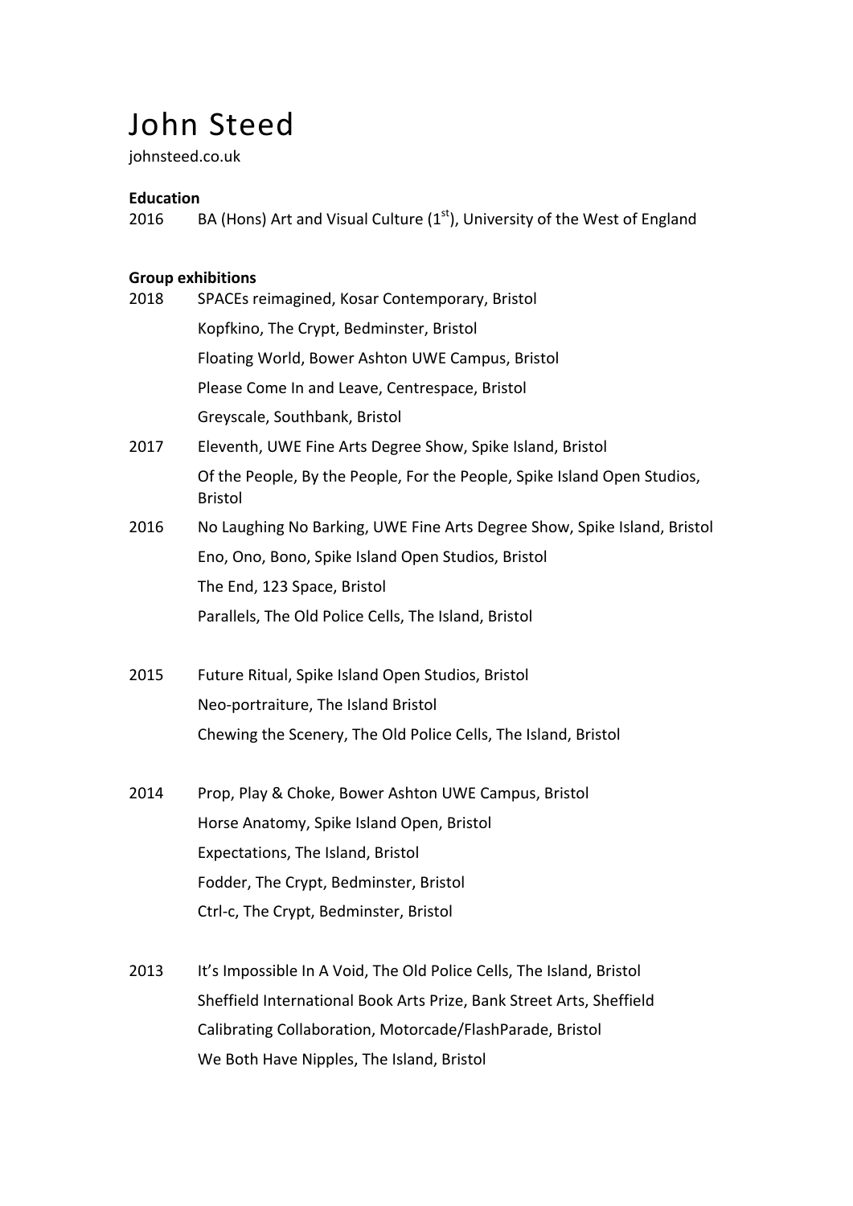# John Steed

johnsteed.co.uk

**Education**

2016 BA (Hons) Art and Visual Culture (1st), University of the West of England

**Group exhibitions**

2018 SPACEs reimagined, Kosar Contemporary, Bristol
Kopfkino, The Crypt, Bedminster, Bristol
Floating World, Bower Ashton UWE Campus, Bristol
Please Come In and Leave, Centrespace, Bristol
Greyscale, Southbank, Bristol

2017 Eleventh, UWE Fine Arts Degree Show, Spike Island, Bristol
Of the People, By the People, For the People, Spike Island Open Studios, Bristol

2016 No Laughing No Barking, UWE Fine Arts Degree Show, Spike Island, Bristol
Eno, Ono, Bono, Spike Island Open Studios, Bristol
The End, 123 Space, Bristol
Parallels, The Old Police Cells, The Island, Bristol

2015 Future Ritual, Spike Island Open Studios, Bristol
Neo-portraiture, The Island Bristol
Chewing the Scenery, The Old Police Cells, The Island, Bristol

2014 Prop, Play & Choke, Bower Ashton UWE Campus, Bristol
Horse Anatomy, Spike Island Open, Bristol
Expectations, The Island, Bristol
Fodder, The Crypt, Bedminster, Bristol
Ctrl-c, The Crypt, Bedminster, Bristol

2013 It's Impossible In A Void, The Old Police Cells, The Island, Bristol
Sheffield International Book Arts Prize, Bank Street Arts, Sheffield
Calibrating Collaboration, Motorcade/FlashParade, Bristol
We Both Have Nipples, The Island, Bristol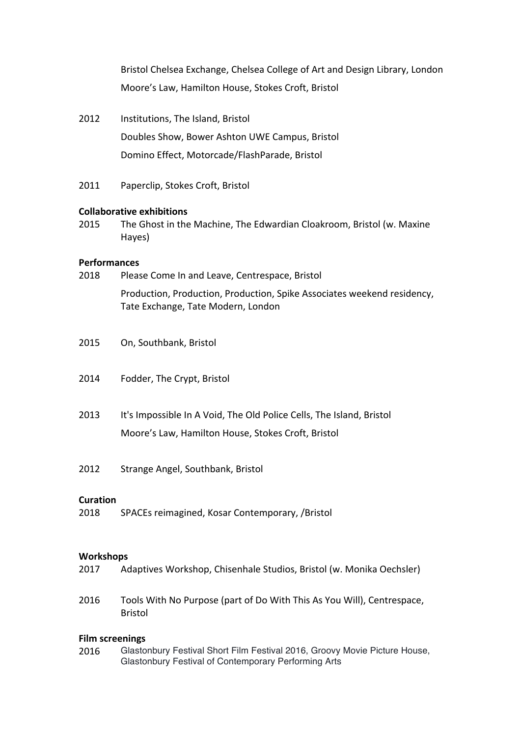Bristol Chelsea Exchange, Chelsea College of Art and Design Library, London

Moore's Law, Hamilton House, Stokes Croft, Bristol

2012 Institutions, The Island, Bristol

Doubles Show, Bower Ashton UWE Campus, Bristol

Domino Effect, Motorcade/FlashParade, Bristol

2011 Paperclip, Stokes Croft, Bristol

**Collaborative exhibitions**

2015 The Ghost in the Machine, The Edwardian Cloakroom, Bristol (w. Maxine Hayes)

**Performances**

2018 Please Come In and Leave, Centrespace, Bristol

Production, Production, Production, Spike Associates weekend residency, Tate Exchange, Tate Modern, London

2015 On, Southbank, Bristol

2014 Fodder, The Crypt, Bristol

2013 It's Impossible In A Void, The Old Police Cells, The Island, Bristol

Moore's Law, Hamilton House, Stokes Croft, Bristol

2012 Strange Angel, Southbank, Bristol

**Curation**

2018 SPACEs reimagined, Kosar Contemporary, /Bristol

**Workshops**

2017 Adaptives Workshop, Chisenhale Studios, Bristol (w. Monika Oechsler)

2016 Tools With No Purpose (part of Do With This As You Will), Centrespace, Bristol

**Film screenings**

2016 Glastonbury Festival Short Film Festival 2016, Groovy Movie Picture House, Glastonbury Festival of Contemporary Performing Arts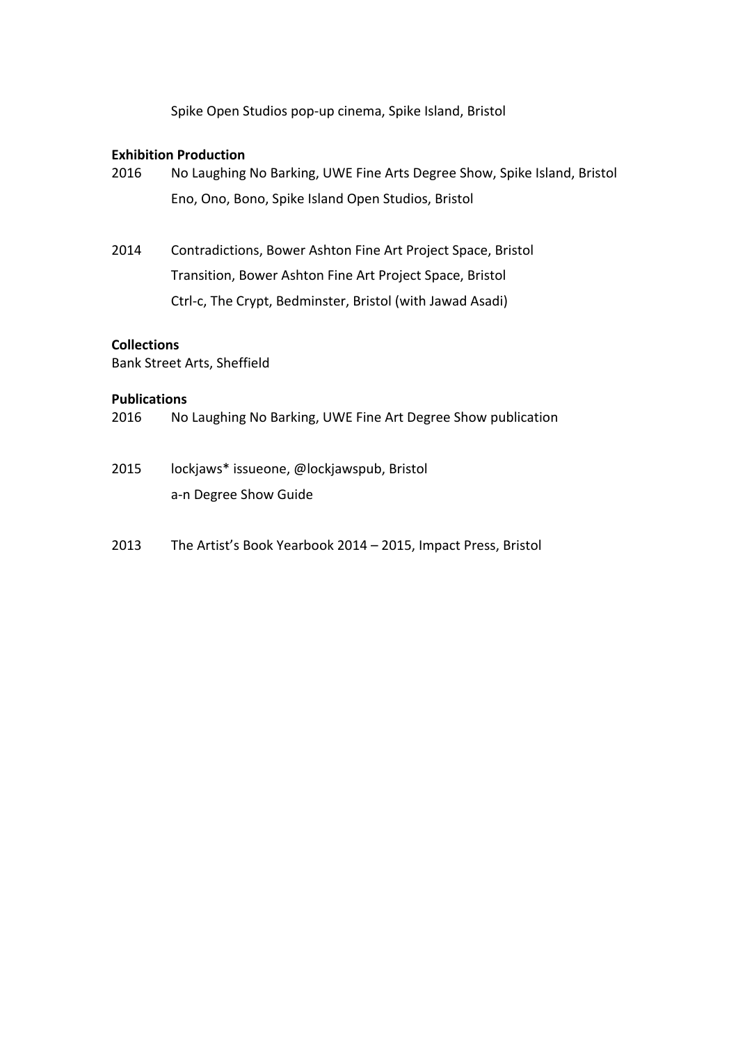Spike Open Studios pop-up cinema, Spike Island, Bristol

**Exhibition Production**

2016 No Laughing No Barking, UWE Fine Arts Degree Show, Spike Island, Bristol

Eno, Ono, Bono, Spike Island Open Studios, Bristol

2014 Contradictions, Bower Ashton Fine Art Project Space, Bristol

Transition, Bower Ashton Fine Art Project Space, Bristol

Ctrl-c, The Crypt, Bedminster, Bristol (with Jawad Asadi)

**Collections**

Bank Street Arts, Sheffield

**Publications**

2016 No Laughing No Barking, UWE Fine Art Degree Show publication

2015 lockjaws* issueone, @lockjawspub, Bristol

a-n Degree Show Guide

2013 The Artist's Book Yearbook 2014 – 2015, Impact Press, Bristol